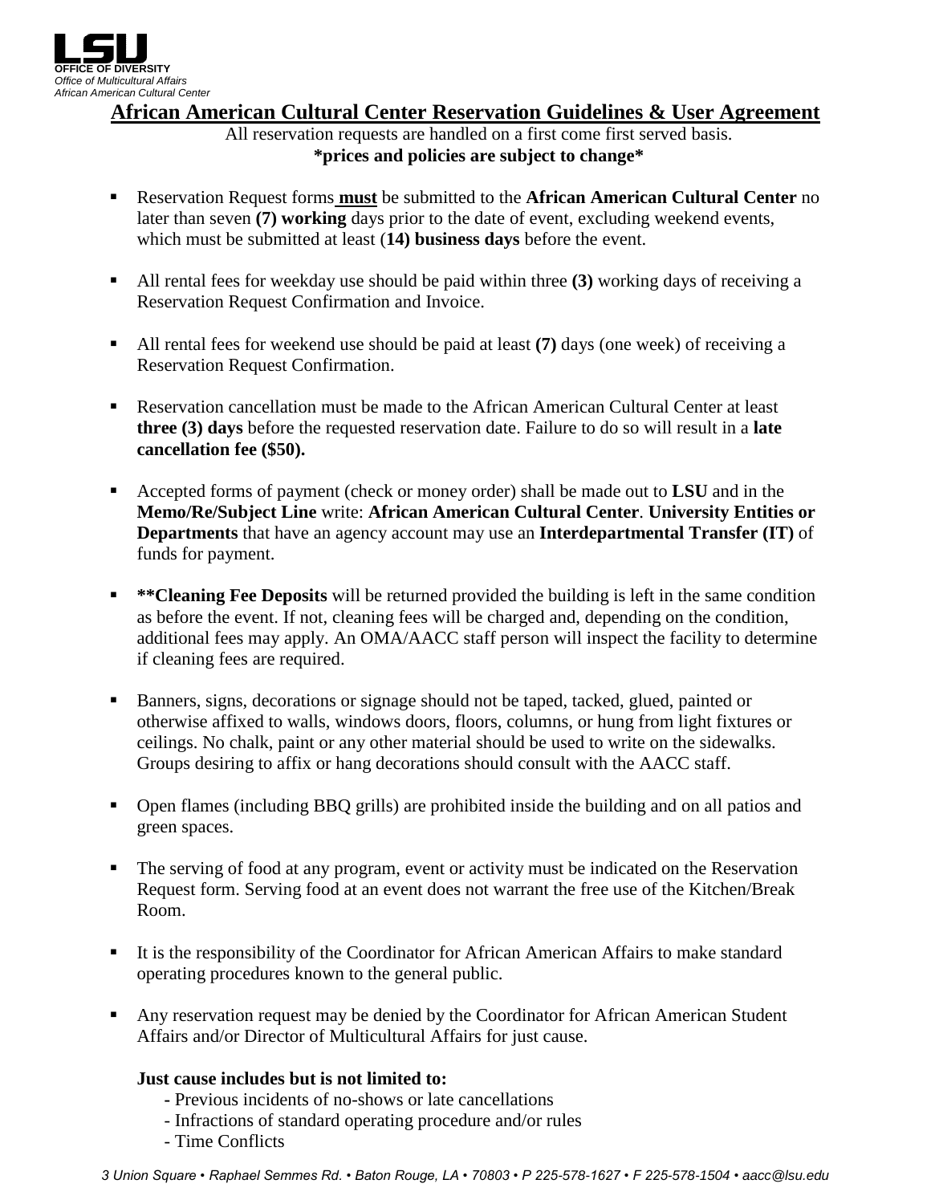LSU
**OFFICE OF DIVERSITY**
*Office of Multicultural Affairs*
*African American Cultural Center*

# African American Cultural Center Reservation Guidelines & User Agreement

All reservation requests are handled on a first come first served basis.
**\*prices and policies are subject to change\***

- Reservation Request forms **must** be submitted to the **African American Cultural Center** no later than seven **(7) working** days prior to the date of event, excluding weekend events, which must be submitted at least (**14) business days** before the event.

- All rental fees for weekday use should be paid within three **(3)** working days of receiving a Reservation Request Confirmation and Invoice.

- All rental fees for weekend use should be paid at least **(7)** days (one week) of receiving a Reservation Request Confirmation.

- Reservation cancellation must be made to the African American Cultural Center at least **three (3) days** before the requested reservation date. Failure to do so will result in a **late cancellation fee ($50).**

- Accepted forms of payment (check or money order) shall be made out to **LSU** and in the **Memo/Re/Subject Line** write: **African American Cultural Center**. **University Entities or Departments** that have an agency account may use an **Interdepartmental Transfer (IT)** of funds for payment.

- **\*\*Cleaning Fee Deposits** will be returned provided the building is left in the same condition as before the event. If not, cleaning fees will be charged and, depending on the condition, additional fees may apply. An OMA/AACC staff person will inspect the facility to determine if cleaning fees are required.

- Banners, signs, decorations or signage should not be taped, tacked, glued, painted or otherwise affixed to walls, windows doors, floors, columns, or hung from light fixtures or ceilings. No chalk, paint or any other material should be used to write on the sidewalks. Groups desiring to affix or hang decorations should consult with the AACC staff.

- Open flames (including BBQ grills) are prohibited inside the building and on all patios and green spaces.

- The serving of food at any program, event or activity must be indicated on the Reservation Request form. Serving food at an event does not warrant the free use of the Kitchen/Break Room.

- It is the responsibility of the Coordinator for African American Affairs to make standard operating procedures known to the general public.

- Any reservation request may be denied by the Coordinator for African American Student Affairs and/or Director of Multicultural Affairs for just cause.

  **Just cause includes but is not limited to:**
  - Previous incidents of no-shows or late cancellations
  - Infractions of standard operating procedure and/or rules
  - Time Conflicts

*3 Union Square • Raphael Semmes Rd. • Baton Rouge, LA • 70803 • P 225-578-1627 • F 225-578-1504 • aacc@lsu.edu*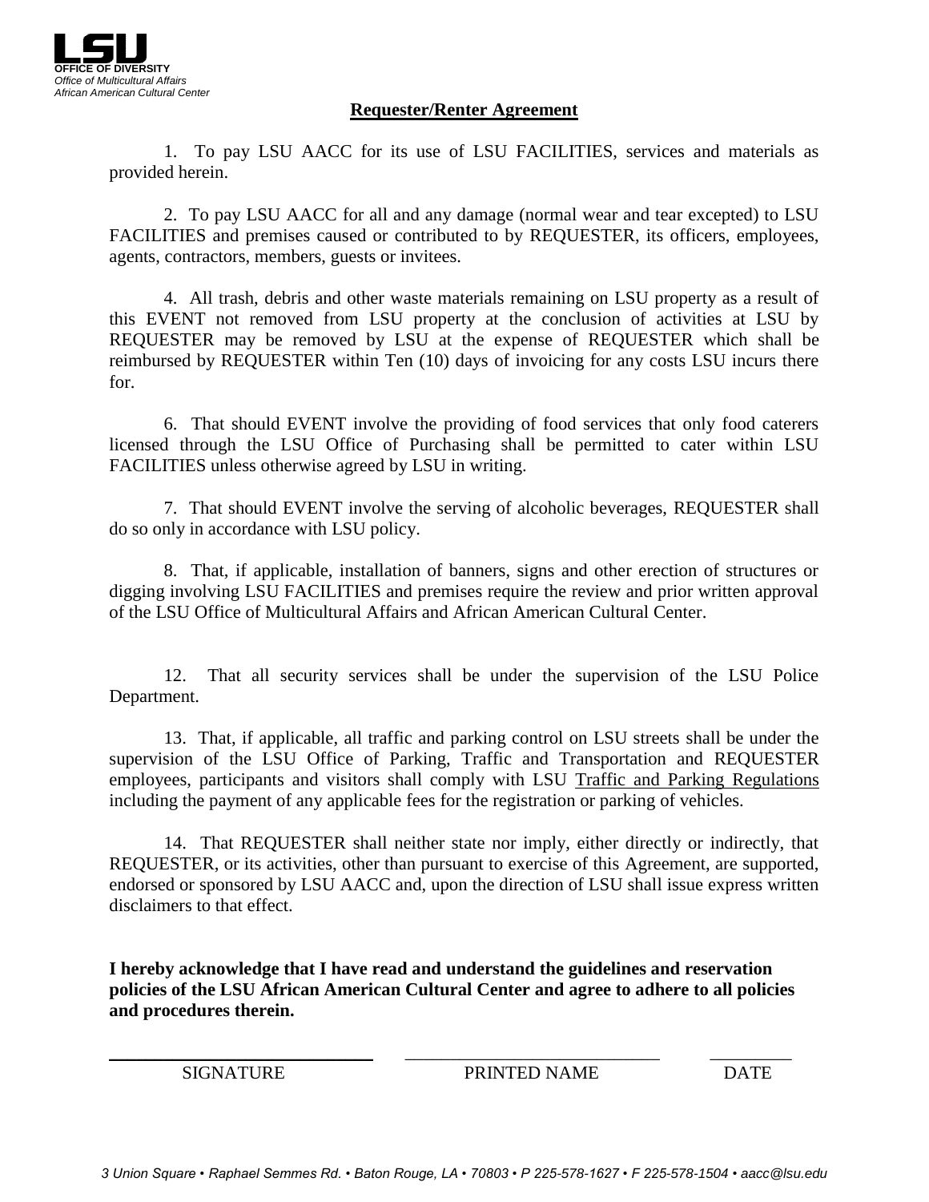LSU
OFFICE OF DIVERSITY
*Office of Multicultural Affairs*
*African American Cultural Center*

## Requester/Renter Agreement

1. To pay LSU AACC for its use of LSU FACILITIES, services and materials as provided herein.

2. To pay LSU AACC for all and any damage (normal wear and tear excepted) to LSU FACILITIES and premises caused or contributed to by REQUESTER, its officers, employees, agents, contractors, members, guests or invitees.

4. All trash, debris and other waste materials remaining on LSU property as a result of this EVENT not removed from LSU property at the conclusion of activities at LSU by REQUESTER may be removed by LSU at the expense of REQUESTER which shall be reimbursed by REQUESTER within Ten (10) days of invoicing for any costs LSU incurs there for.

6. That should EVENT involve the providing of food services that only food caterers licensed through the LSU Office of Purchasing shall be permitted to cater within LSU FACILITIES unless otherwise agreed by LSU in writing.

7. That should EVENT involve the serving of alcoholic beverages, REQUESTER shall do so only in accordance with LSU policy.

8. That, if applicable, installation of banners, signs and other erection of structures or digging involving LSU FACILITIES and premises require the review and prior written approval of the LSU Office of Multicultural Affairs and African American Cultural Center.

12. That all security services shall be under the supervision of the LSU Police Department.

13. That, if applicable, all traffic and parking control on LSU streets shall be under the supervision of the LSU Office of Parking, Traffic and Transportation and REQUESTER employees, participants and visitors shall comply with LSU Traffic and Parking Regulations including the payment of any applicable fees for the registration or parking of vehicles.

14. That REQUESTER shall neither state nor imply, either directly or indirectly, that REQUESTER, or its activities, other than pursuant to exercise of this Agreement, are supported, endorsed or sponsored by LSU AACC and, upon the direction of LSU shall issue express written disclaimers to that effect.

**I hereby acknowledge that I have read and understand the guidelines and reservation policies of the LSU African American Cultural Center and agree to adhere to all policies and procedures therein.**

| ______________________________ | ______________________________ | __________ |
|---|---|---|
| SIGNATURE | PRINTED NAME | DATE |

*3 Union Square • Raphael Semmes Rd. • Baton Rouge, LA • 70803 • P 225-578-1627 • F 225-578-1504 • aacc@lsu.edu*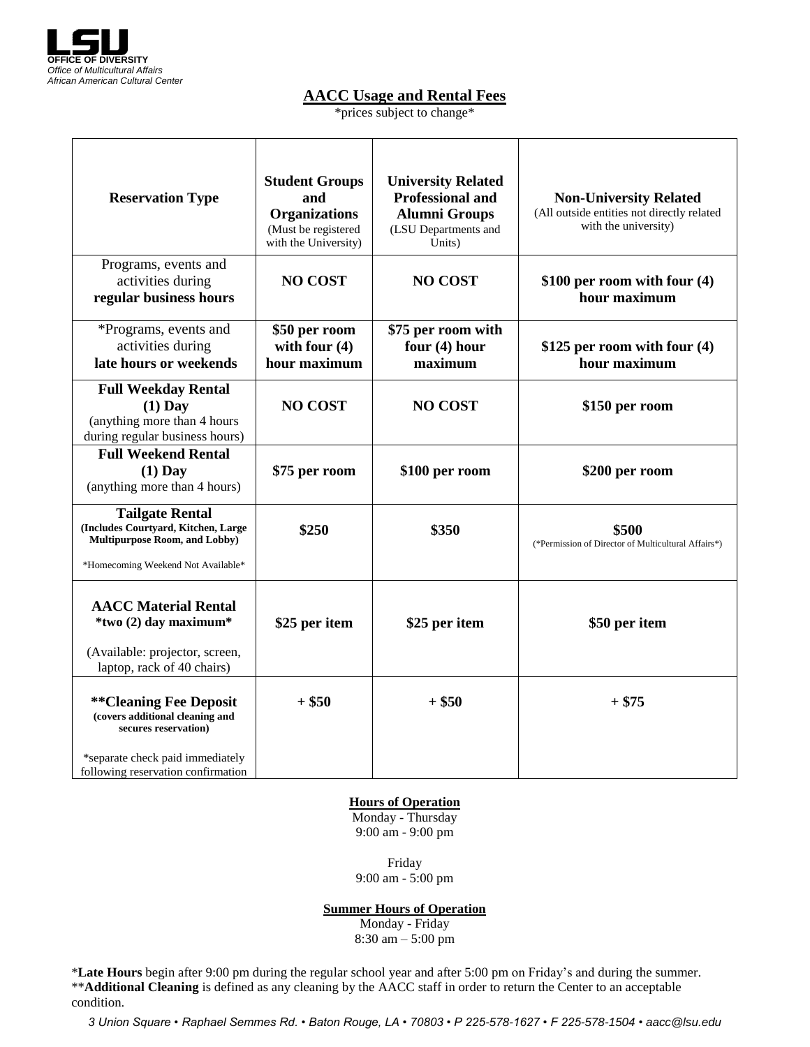**LSU**
**OFFICE OF DIVERSITY**
*Office of Multicultural Affairs*
*African American Cultural Center*

## AACC Usage and Rental Fees

*prices subject to change*

| Reservation Type | Student Groups and Organizations (Must be registered with the University) | University Related Professional and Alumni Groups (LSU Departments and Units) | Non-University Related (All outside entities not directly related with the university) |
|---|---|---|---|
| Programs, events and activities during **regular business hours** | **NO COST** | **NO COST** | **$100 per room with four (4) hour maximum** |
| *Programs, events and activities during **late hours or weekends** | **$50 per room with four (4) hour maximum** | **$75 per room with four (4) hour maximum** | **$125 per room with four (4) hour maximum** |
| **Full Weekday Rental (1) Day** (anything more than 4 hours during regular business hours) | **NO COST** | **NO COST** | **$150 per room** |
| **Full Weekend Rental (1) Day** (anything more than 4 hours) | **$75 per room** | **$100 per room** | **$200 per room** |
| **Tailgate Rental (Includes Courtyard, Kitchen, Large Multipurpose Room, and Lobby)** *Homecoming Weekend Not Available* | **$250** | **$350** | **$500** (*Permission of Director of Multicultural Affairs*) |
| **AACC Material Rental** ***two (2) day maximum*** (Available: projector, screen, laptop, rack of 40 chairs) | **$25 per item** | **$25 per item** | **$50 per item** |
| ****Cleaning Fee Deposit (covers additional cleaning and secures reservation)** *separate check paid immediately following reservation confirmation | **+ $50** | **+ $50** | **+ $75** |

**Hours of Operation**

Monday - Thursday
9:00 am - 9:00 pm

Friday
9:00 am - 5:00 pm

**Summer Hours of Operation**

Monday - Friday
8:30 am – 5:00 pm

***Late Hours** begin after 9:00 pm during the regular school year and after 5:00 pm on Friday's and during the summer.
****Additional Cleaning** is defined as any cleaning by the AACC staff in order to return the Center to an acceptable condition.

*3 Union Square • Raphael Semmes Rd. • Baton Rouge, LA • 70803 • P 225-578-1627 • F 225-578-1504 • aacc@lsu.edu*